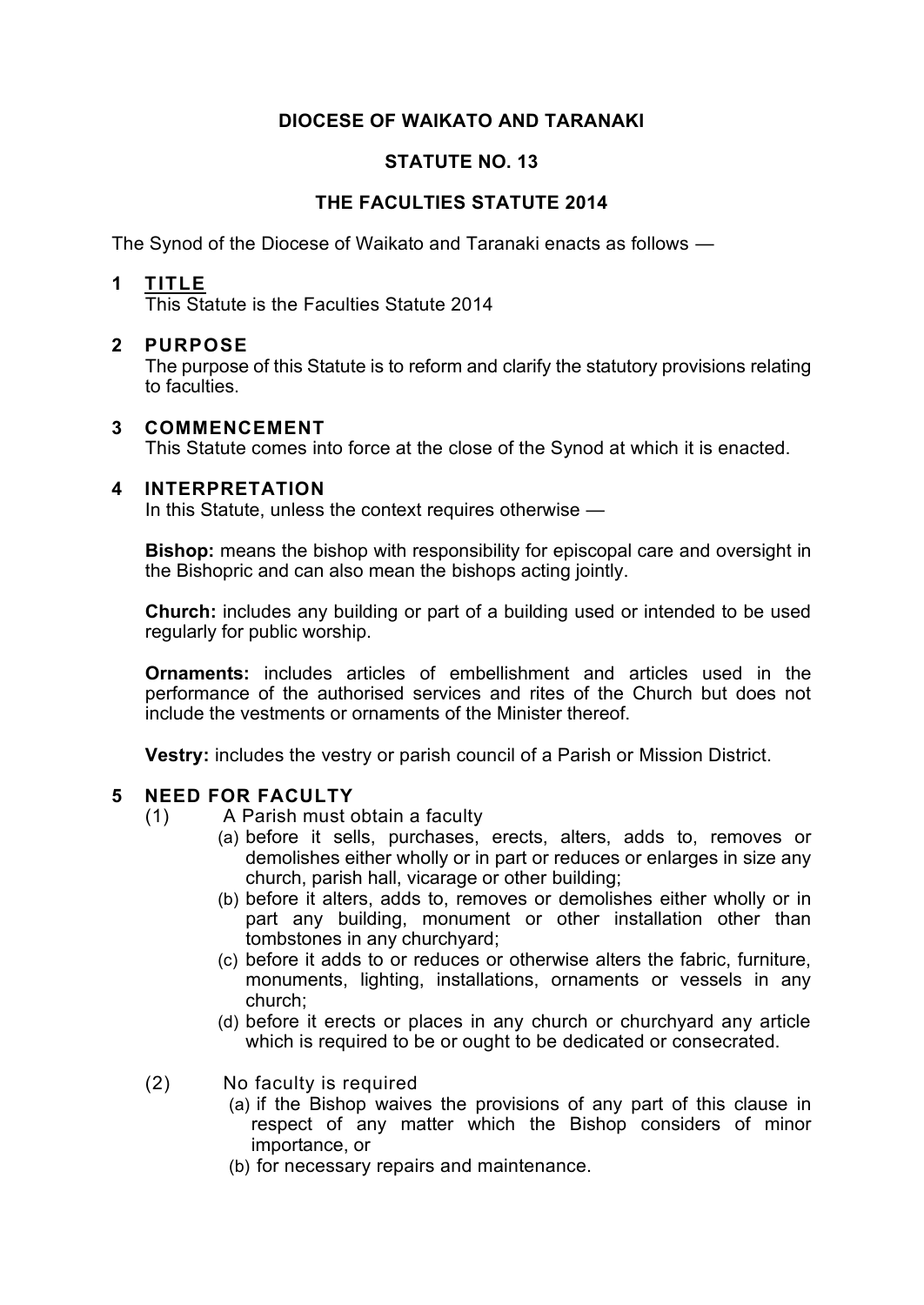# DIOCESE OF WAIKATO AND TARANAKI

## STATUTE NO. 13

## THE FACULTIES STATUTE 2014

The Synod of the Diocese of Waikato and Taranaki enacts as follows —

### 1 TITLE

This Statute is the Faculties Statute 2014

### 2 PURPOSE

The purpose of this Statute is to reform and clarify the statutory provisions relating to faculties.

### 3 COMMENCEMENT

This Statute comes into force at the close of the Synod at which it is enacted.

### 4 INTERPRETATION

In this Statute, unless the context requires otherwise —

**Bishop:** means the bishop with responsibility for episcopal care and oversight in the Bishopric and can also mean the bishops acting jointly.

**Church:** includes any building or part of a building used or intended to be used regularly for public worship.

**Ornaments:** includes articles of embellishment and articles used in the performance of the authorised services and rites of the Church but does not include the vestments or ornaments of the Minister thereof.

**Vestry:** includes the vestry or parish council of a Parish or Mission District.

### 5 NEED FOR FACULTY

(1) A Parish must obtain a faculty

- (a) before it sells, purchases, erects, alters, adds to, removes or demolishes either wholly or in part or reduces or enlarges in size any church, parish hall, vicarage or other building;
- (b) before it alters, adds to, removes or demolishes either wholly or in part any building, monument or other installation other than tombstones in any churchyard;
- (c) before it adds to or reduces or otherwise alters the fabric, furniture, monuments, lighting, installations, ornaments or vessels in any church;
- (d) before it erects or places in any church or churchyard any article which is required to be or ought to be dedicated or consecrated.

(2) No faculty is required

- (a) if the Bishop waives the provisions of any part of this clause in respect of any matter which the Bishop considers of minor importance, or
- (b) for necessary repairs and maintenance.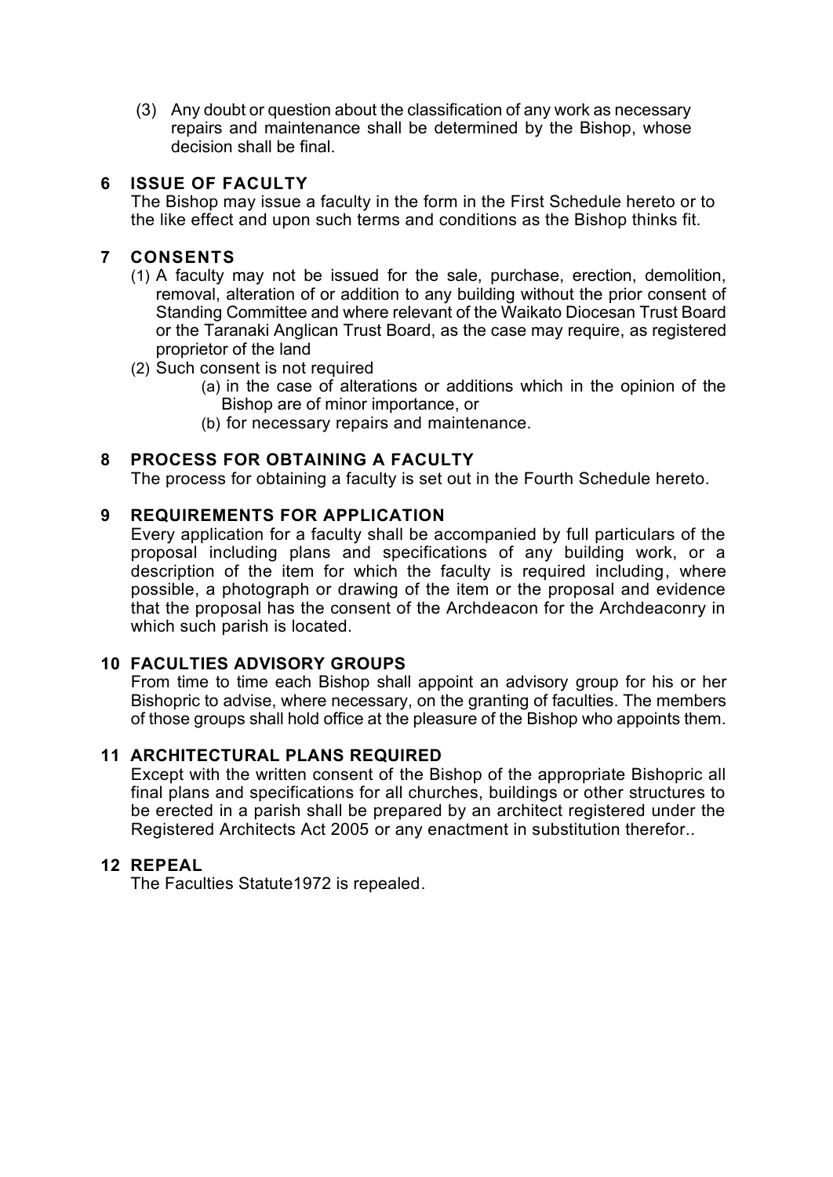(3) Any doubt or question about the classification of any work as necessary repairs and maintenance shall be determined by the Bishop, whose decision shall be final.

## 6 ISSUE OF FACULTY

The Bishop may issue a faculty in the form in the First Schedule hereto or to the like effect and upon such terms and conditions as the Bishop thinks fit.

## 7 CONSENTS

(1) A faculty may not be issued for the sale, purchase, erection, demolition, removal, alteration of or addition to any building without the prior consent of Standing Committee and where relevant of the Waikato Diocesan Trust Board or the Taranaki Anglican Trust Board, as the case may require, as registered proprietor of the land

(2) Such consent is not required

- (a) in the case of alterations or additions which in the opinion of the Bishop are of minor importance, or
- (b) for necessary repairs and maintenance.

## 8 PROCESS FOR OBTAINING A FACULTY

The process for obtaining a faculty is set out in the Fourth Schedule hereto.

## 9 REQUIREMENTS FOR APPLICATION

Every application for a faculty shall be accompanied by full particulars of the proposal including plans and specifications of any building work, or a description of the item for which the faculty is required including, where possible, a photograph or drawing of the item or the proposal and evidence that the proposal has the consent of the Archdeacon for the Archdeaconry in which such parish is located.

## 10 FACULTIES ADVISORY GROUPS

From time to time each Bishop shall appoint an advisory group for his or her Bishopric to advise, where necessary, on the granting of faculties. The members of those groups shall hold office at the pleasure of the Bishop who appoints them.

## 11 ARCHITECTURAL PLANS REQUIRED

Except with the written consent of the Bishop of the appropriate Bishopric all final plans and specifications for all churches, buildings or other structures to be erected in a parish shall be prepared by an architect registered under the Registered Architects Act 2005 or any enactment in substitution therefor..

## 12 REPEAL

The Faculties Statute1972 is repealed.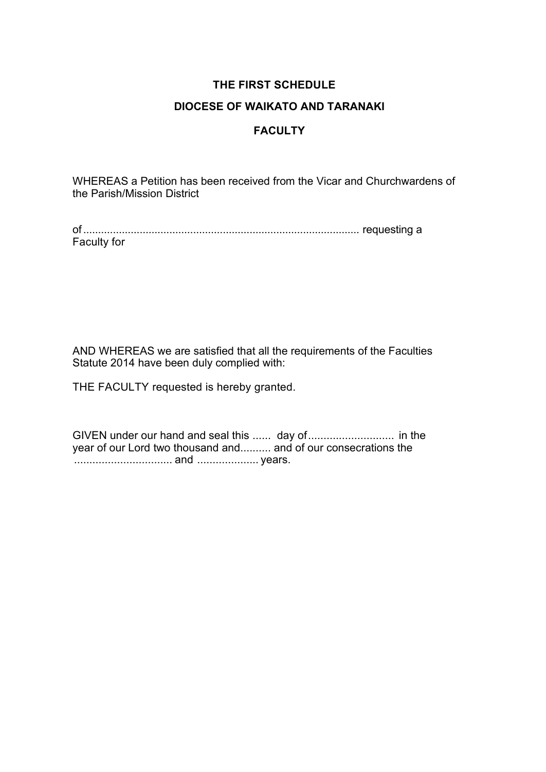**THE FIRST SCHEDULE**

**DIOCESE OF WAIKATO AND TARANAKI**

**FACULTY**

WHEREAS a Petition has been received from the Vicar and Churchwardens of the Parish/Mission District

of ........................................................................................... requesting a Faculty for

AND WHEREAS we are satisfied that all the requirements of the Faculties Statute 2014 have been duly complied with:

THE FACULTY requested is hereby granted.

GIVEN under our hand and seal this ...... day of............................ in the year of our Lord two thousand and.......... and of our consecrations the ................................ and .................... years.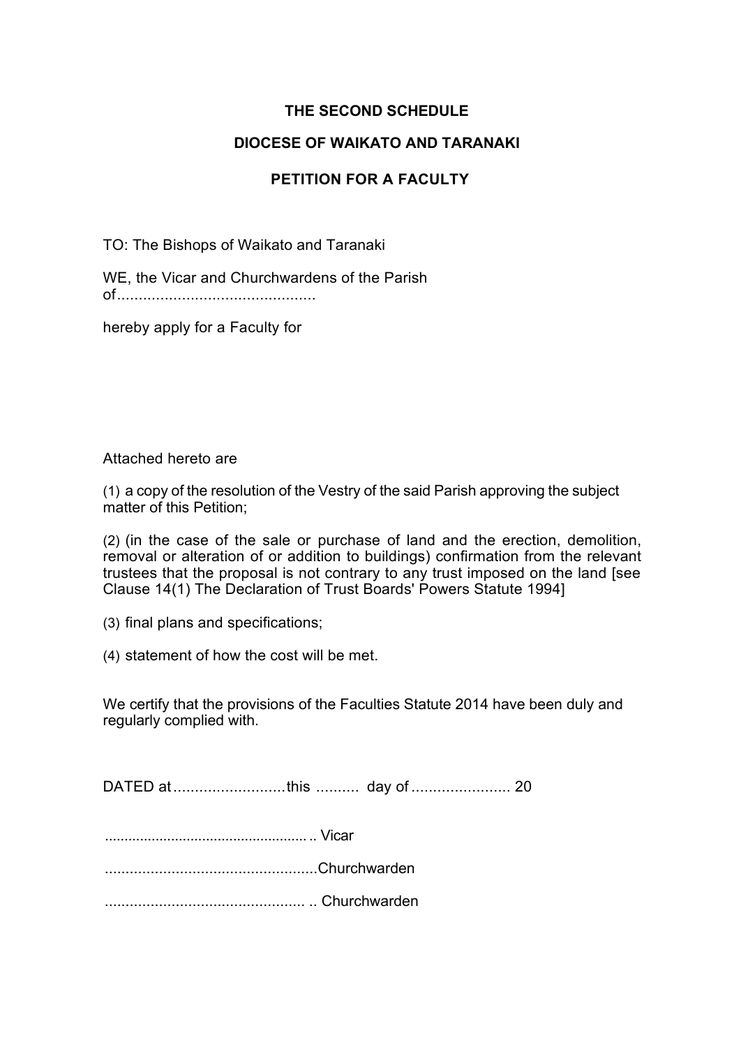**THE SECOND SCHEDULE**

**DIOCESE OF WAIKATO AND TARANAKI**

**PETITION FOR A FACULTY**

TO: The Bishops of Waikato and Taranaki

WE, the Vicar and Churchwardens of the Parish of.............................................

hereby apply for a Faculty for

Attached hereto are

(1) a copy of the resolution of the Vestry of the said Parish approving the subject matter of this Petition;

(2) (in the case of the sale or purchase of land and the erection, demolition, removal or alteration of or addition to buildings) confirmation from the relevant trustees that the proposal is not contrary to any trust imposed on the land [see Clause 14(1) The Declaration of Trust Boards' Powers Statute 1994]

(3) final plans and specifications;

(4) statement of how the cost will be met.

We certify that the provisions of the Faculties Statute 2014 have been duly and regularly complied with.

DATED at..........................this .......... day of ....................... 20

.................................................... .. Vicar

...................................................Churchwarden

................................................ .. Churchwarden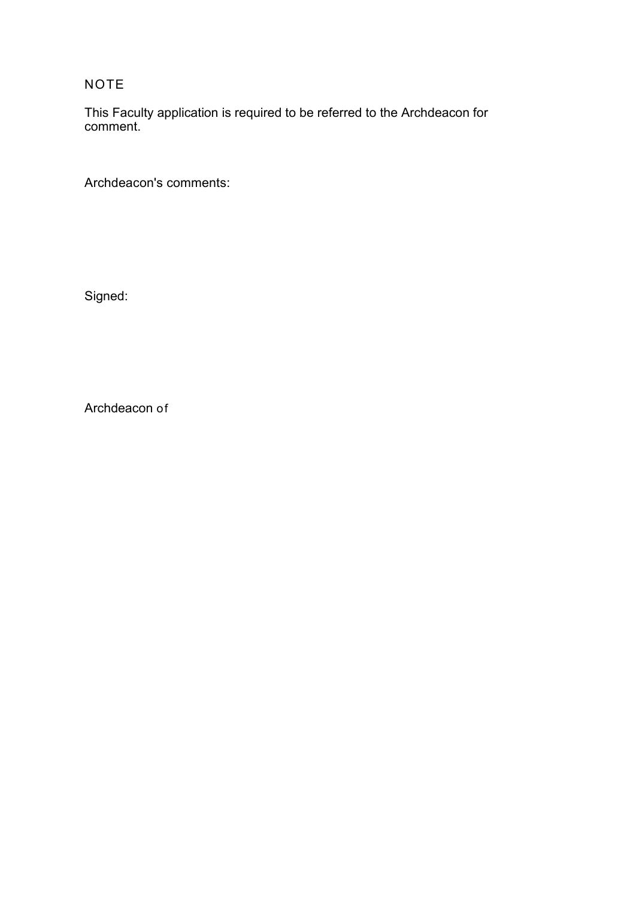NOTE

This Faculty application is required to be referred to the Archdeacon for comment.

Archdeacon's comments:

Signed:

Archdeacon of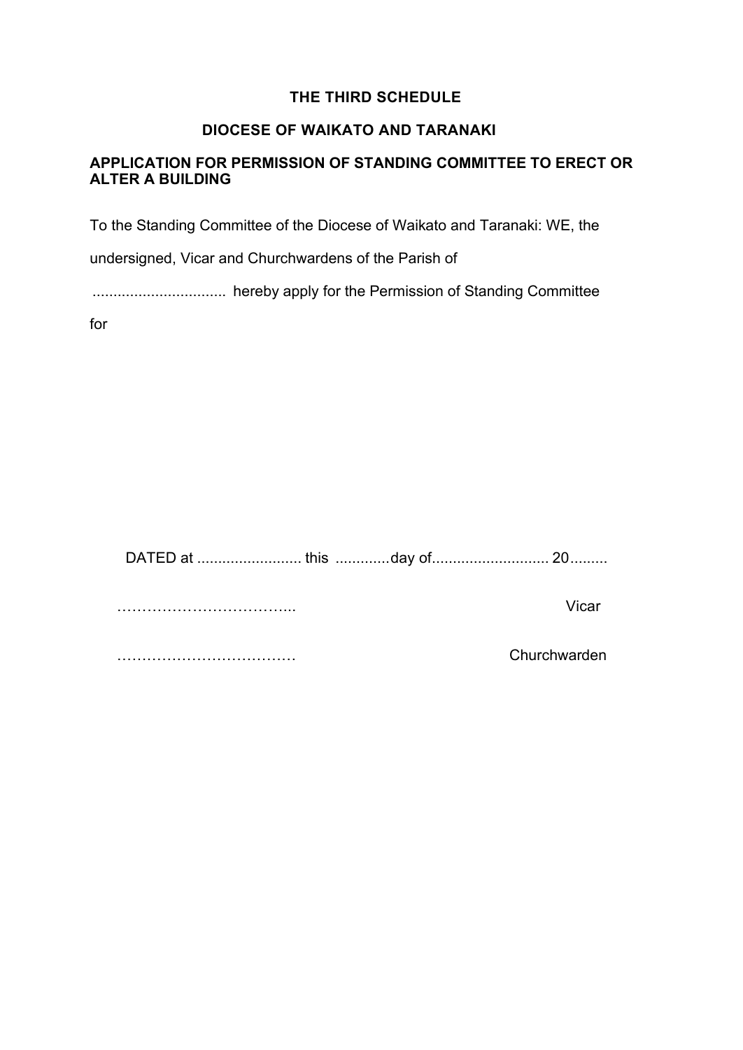**THE THIRD SCHEDULE**

**DIOCESE OF WAIKATO AND TARANAKI**

**APPLICATION FOR PERMISSION OF STANDING COMMITTEE TO ERECT OR ALTER A BUILDING**

To the Standing Committee of the Diocese of Waikato and Taranaki: WE, the undersigned, Vicar and Churchwardens of the Parish of ................................ hereby apply for the Permission of Standing Committee for

DATED at ......................... this .............day of............................ 20.........

……………………………... Vicar

……………………………… Churchwarden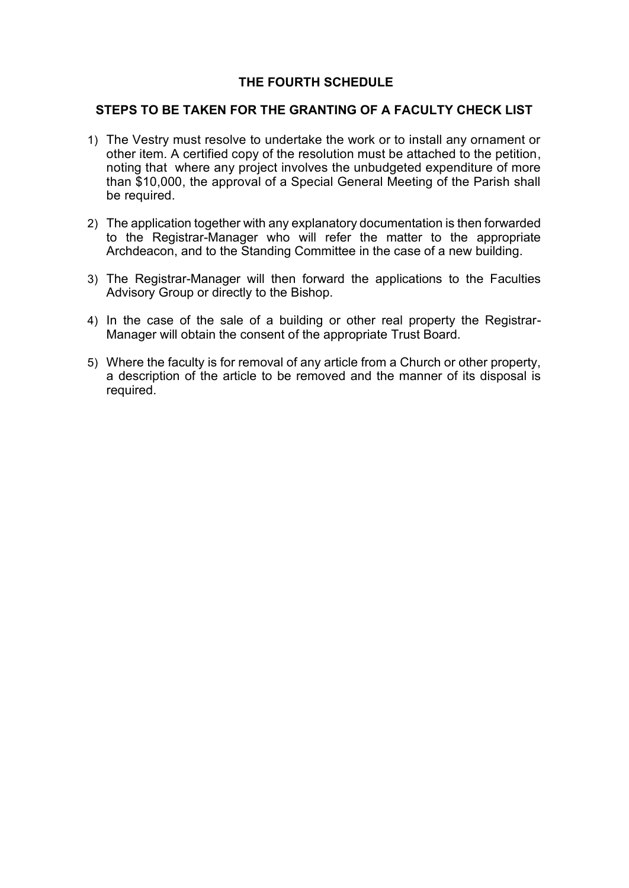## THE FOURTH SCHEDULE

### STEPS TO BE TAKEN FOR THE GRANTING OF A FACULTY CHECK LIST

1) The Vestry must resolve to undertake the work or to install any ornament or other item. A certified copy of the resolution must be attached to the petition, noting that where any project involves the unbudgeted expenditure of more than $10,000, the approval of a Special General Meeting of the Parish shall be required.

2) The application together with any explanatory documentation is then forwarded to the Registrar-Manager who will refer the matter to the appropriate Archdeacon, and to the Standing Committee in the case of a new building.

3) The Registrar-Manager will then forward the applications to the Faculties Advisory Group or directly to the Bishop.

4) In the case of the sale of a building or other real property the Registrar-Manager will obtain the consent of the appropriate Trust Board.

5) Where the faculty is for removal of any article from a Church or other property, a description of the article to be removed and the manner of its disposal is required.